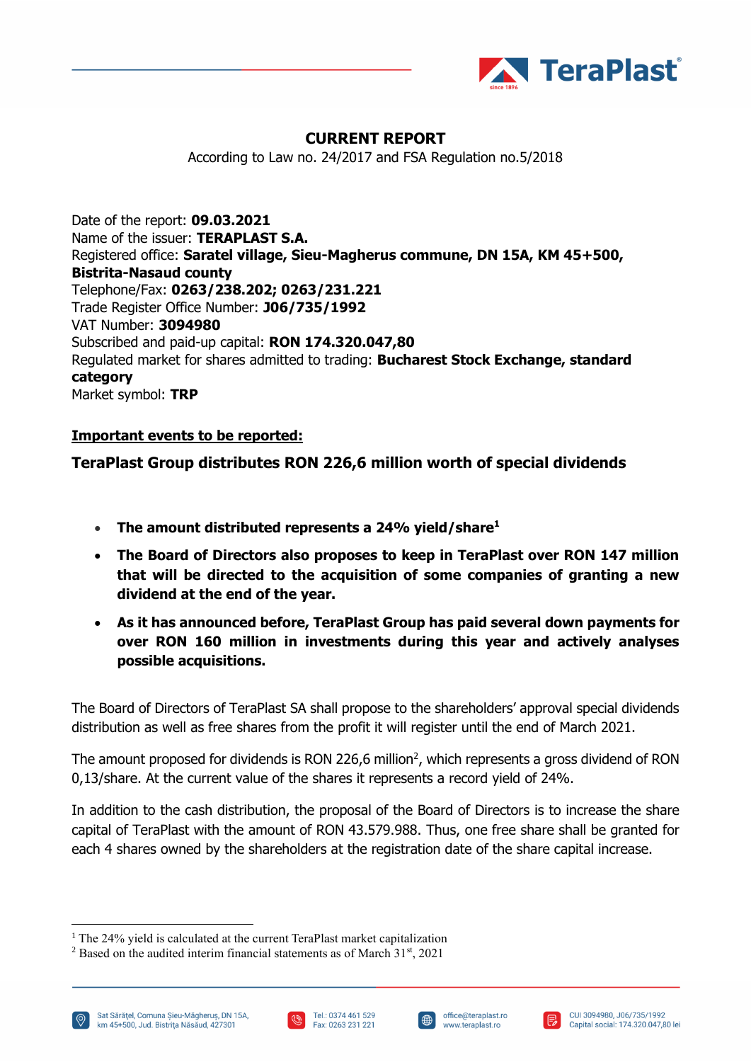## CURRENT REPORT

According to Law no. 24/2017 and FSA Regulation no.5/2018

Date of the report: **09.03.2021**
Name of the issuer: **TERAPLAST S.A.**
Registered office: **Saratel village, Sieu-Magherus commune, DN 15A, KM 45+500, Bistrita-Nasaud county**
Telephone/Fax: **0263/238.202; 0263/231.221**
Trade Register Office Number: **J06/735/1992**
VAT Number: **3094980**
Subscribed and paid-up capital: **RON 174.320.047,80**
Regulated market for shares admitted to trading: **Bucharest Stock Exchange, standard category**
Market symbol: **TRP**

**Important events to be reported:**

### TeraPlast Group distributes RON 226,6 million worth of special dividends

- **The amount distributed represents a 24% yield/share[1]**
- **The Board of Directors also proposes to keep in TeraPlast over RON 147 million that will be directed to the acquisition of some companies of granting a new dividend at the end of the year.**
- **As it has announced before, TeraPlast Group has paid several down payments for over RON 160 million in investments during this year and actively analyses possible acquisitions.**

The Board of Directors of TeraPlast SA shall propose to the shareholders' approval special dividends distribution as well as free shares from the profit it will register until the end of March 2021.

The amount proposed for dividends is RON 226,6 million[2], which represents a gross dividend of RON 0,13/share. At the current value of the shares it represents a record yield of 24%.

In addition to the cash distribution, the proposal of the Board of Directors is to increase the share capital of TeraPlast with the amount of RON 43.579.988. Thus, one free share shall be granted for each 4 shares owned by the shareholders at the registration date of the share capital increase.

[1] The 24% yield is calculated at the current TeraPlast market capitalization
[2] Based on the audited interim financial statements as of March 31st, 2021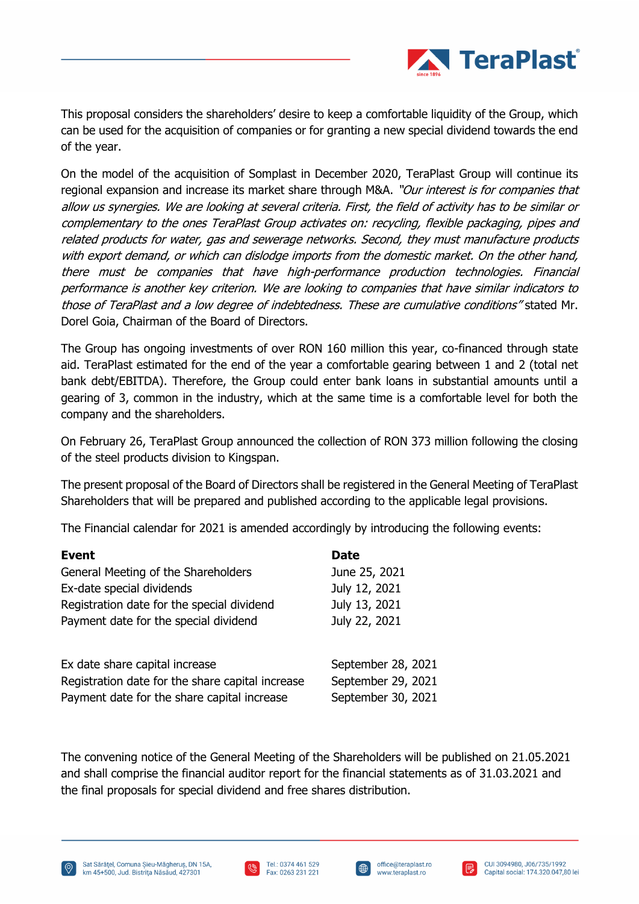This proposal considers the shareholders' desire to keep a comfortable liquidity of the Group, which can be used for the acquisition of companies or for granting a new special dividend towards the end of the year.

On the model of the acquisition of Somplast in December 2020, TeraPlast Group will continue its regional expansion and increase its market share through M&A. *"Our interest is for companies that allow us synergies. We are looking at several criteria. First, the field of activity has to be similar or complementary to the ones TeraPlast Group activates on: recycling, flexible packaging, pipes and related products for water, gas and sewerage networks. Second, they must manufacture products with export demand, or which can dislodge imports from the domestic market. On the other hand, there must be companies that have high-performance production technologies. Financial performance is another key criterion. We are looking to companies that have similar indicators to those of TeraPlast and a low degree of indebtedness. These are cumulative conditions"* stated Mr. Dorel Goia, Chairman of the Board of Directors.

The Group has ongoing investments of over RON 160 million this year, co-financed through state aid. TeraPlast estimated for the end of the year a comfortable gearing between 1 and 2 (total net bank debt/EBITDA). Therefore, the Group could enter bank loans in substantial amounts until a gearing of 3, common in the industry, which at the same time is a comfortable level for both the company and the shareholders.

On February 26, TeraPlast Group announced the collection of RON 373 million following the closing of the steel products division to Kingspan.

The present proposal of the Board of Directors shall be registered in the General Meeting of TeraPlast Shareholders that will be prepared and published according to the applicable legal provisions.

The Financial calendar for 2021 is amended accordingly by introducing the following events:

| **Event** | **Date** |
|---|---|
| General Meeting of the Shareholders | June 25, 2021 |
| Ex-date special dividends | July 12, 2021 |
| Registration date for the special dividend | July 13, 2021 |
| Payment date for the special dividend | July 22, 2021 |
| | |
| Ex date share capital increase | September 28, 2021 |
| Registration date for the share capital increase | September 29, 2021 |
| Payment date for the share capital increase | September 30, 2021 |

The convening notice of the General Meeting of the Shareholders will be published on 21.05.2021 and shall comprise the financial auditor report for the financial statements as of 31.03.2021 and the final proposals for special dividend and free shares distribution.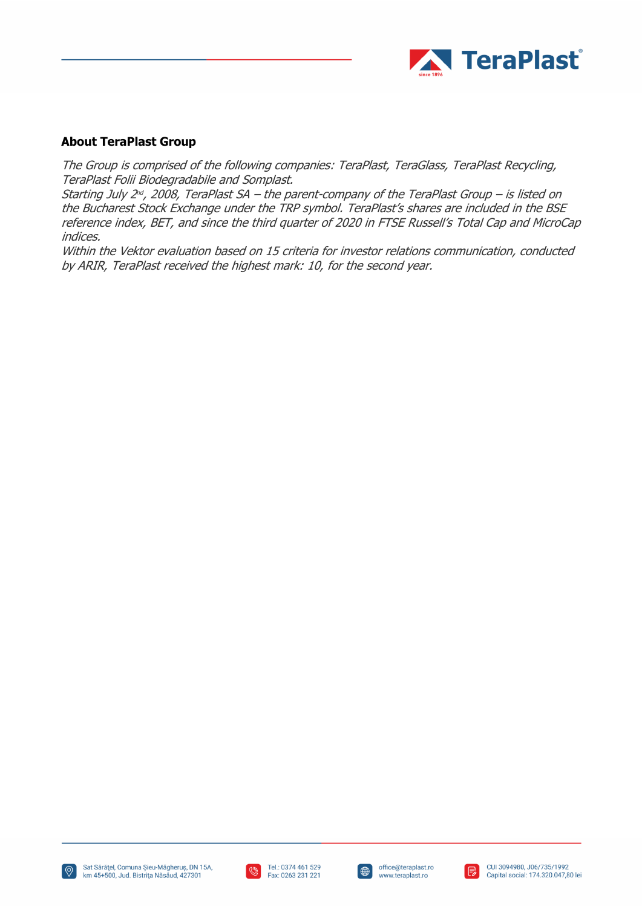## About TeraPlast Group

*The Group is comprised of the following companies: TeraPlast, TeraGlass, TeraPlast Recycling, TeraPlast Folii Biodegradabile and Somplast.*
*Starting July 2nd, 2008, TeraPlast SA – the parent-company of the TeraPlast Group – is listed on the Bucharest Stock Exchange under the TRP symbol. TeraPlast's shares are included in the BSE reference index, BET, and since the third quarter of 2020 in FTSE Russell's Total Cap and MicroCap indices.*
*Within the Vektor evaluation based on 15 criteria for investor relations communication, conducted by ARIR, TeraPlast received the highest mark: 10, for the second year.*